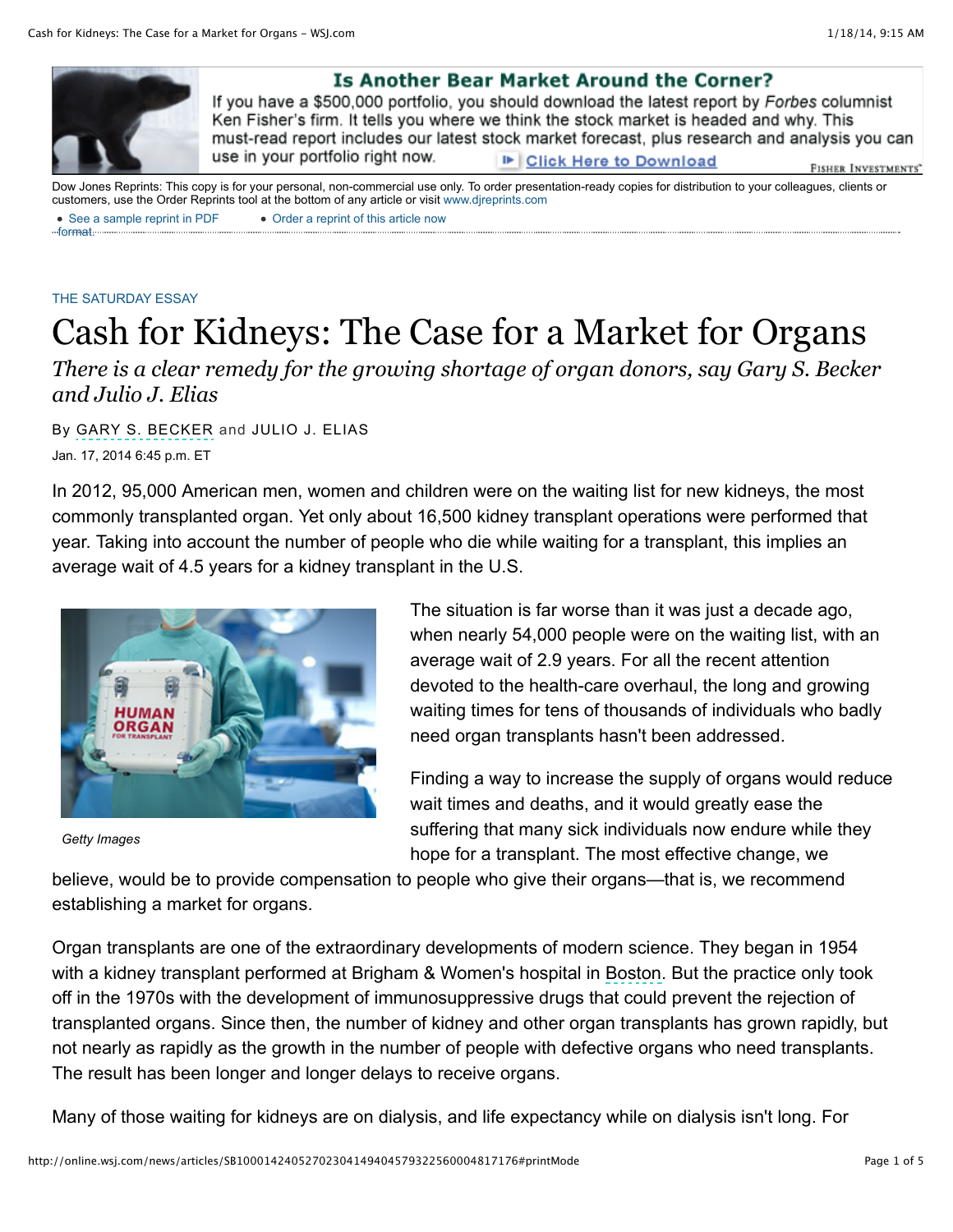THE SATURDAY ESSAY

# Cash for Kidneys: The Case for a Market for Organs

*There is a clear remedy for the growing shortage of organ donors, say Gary S. Becker and Julio J. Elias*

By GARY S. BECKER and JULIO J. ELIAS

Jan. 17, 2014 6:45 p.m. ET

In 2012, 95,000 American men, women and children were on the waiting list for new kidneys, the most commonly transplanted organ. Yet only about 16,500 kidney transplant operations were performed that year. Taking into account the number of people who die while waiting for a transplant, this implies an average wait of 4.5 years for a kidney transplant in the U.S.

Getty Images

The situation is far worse than it was just a decade ago, when nearly 54,000 people were on the waiting list, with an average wait of 2.9 years. For all the recent attention devoted to the health-care overhaul, the long and growing waiting times for tens of thousands of individuals who badly need organ transplants hasn't been addressed.

Finding a way to increase the supply of organs would reduce wait times and deaths, and it would greatly ease the suffering that many sick individuals now endure while they hope for a transplant. The most effective change, we believe, would be to provide compensation to people who give their organs—that is, we recommend establishing a market for organs.

Organ transplants are one of the extraordinary developments of modern science. They began in 1954 with a kidney transplant performed at Brigham & Women's hospital in Boston. But the practice only took off in the 1970s with the development of immunosuppressive drugs that could prevent the rejection of transplanted organs. Since then, the number of kidney and other organ transplants has grown rapidly, but not nearly as rapidly as the growth in the number of people with defective organs who need transplants. The result has been longer and longer delays to receive organs.

Many of those waiting for kidneys are on dialysis, and life expectancy while on dialysis isn't long. For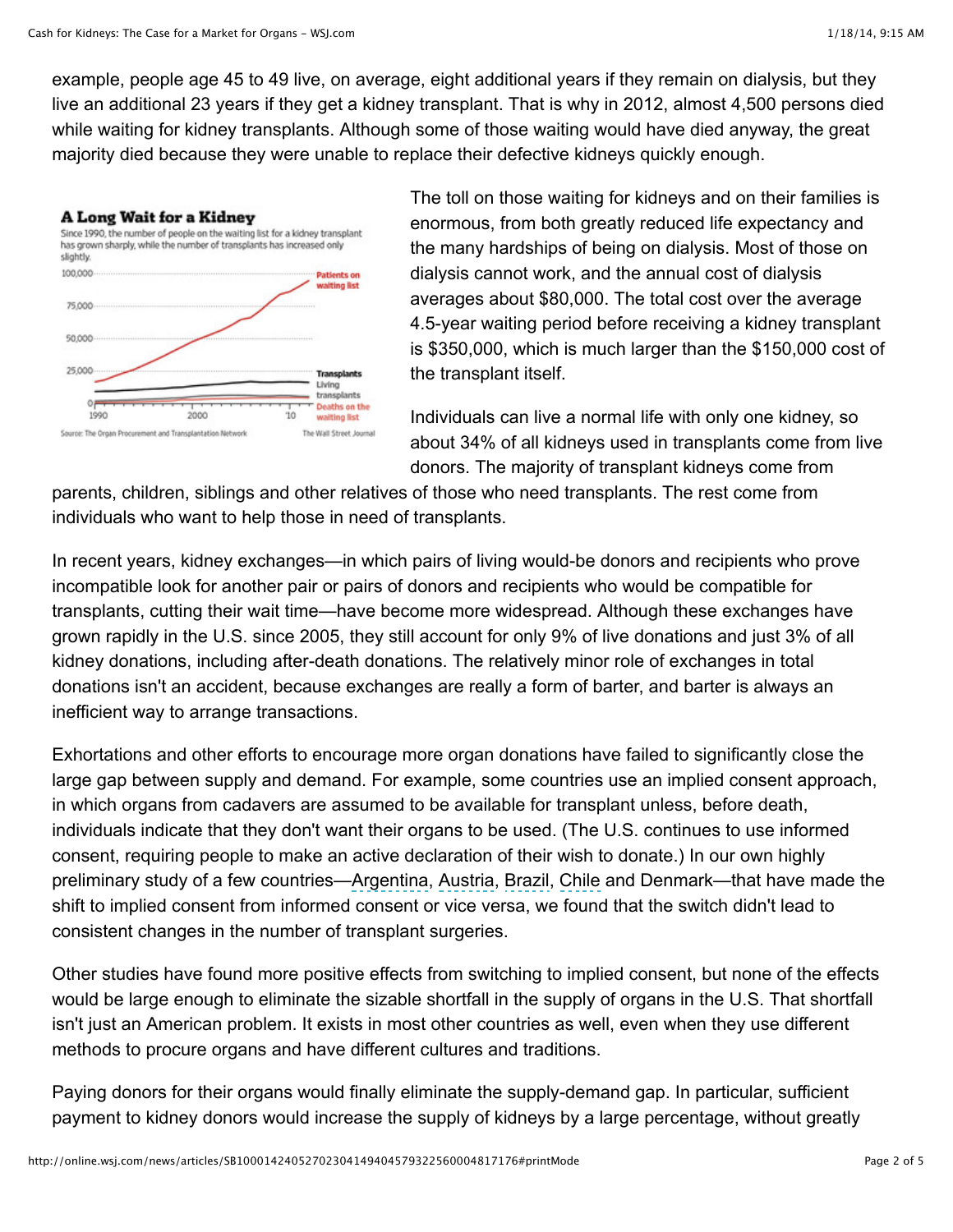example, people age 45 to 49 live, on average, eight additional years if they remain on dialysis, but they live an additional 23 years if they get a kidney transplant. That is why in 2012, almost 4,500 persons died while waiting for kidney transplants. Although some of those waiting would have died anyway, the great majority died because they were unable to replace their defective kidneys quickly enough.

**A Long Wait for a Kidney**

Since 1990, the number of people on the waiting list for a kidney transplant has grown sharply, while the number of transplants has increased only slightly.

Source: The Organ Procurement and Transplantation Network — The Wall Street Journal

The toll on those waiting for kidneys and on their families is enormous, from both greatly reduced life expectancy and the many hardships of being on dialysis. Most of those on dialysis cannot work, and the annual cost of dialysis averages about $80,000. The total cost over the average 4.5-year waiting period before receiving a kidney transplant is $350,000, which is much larger than the $150,000 cost of the transplant itself.

Individuals can live a normal life with only one kidney, so about 34% of all kidneys used in transplants come from live donors. The majority of transplant kidneys come from parents, children, siblings and other relatives of those who need transplants. The rest come from individuals who want to help those in need of transplants.

In recent years, kidney exchanges—in which pairs of living would-be donors and recipients who prove incompatible look for another pair or pairs of donors and recipients who would be compatible for transplants, cutting their wait time—have become more widespread. Although these exchanges have grown rapidly in the U.S. since 2005, they still account for only 9% of live donations and just 3% of all kidney donations, including after-death donations. The relatively minor role of exchanges in total donations isn't an accident, because exchanges are really a form of barter, and barter is always an inefficient way to arrange transactions.

Exhortations and other efforts to encourage more organ donations have failed to significantly close the large gap between supply and demand. For example, some countries use an implied consent approach, in which organs from cadavers are assumed to be available for transplant unless, before death, individuals indicate that they don't want their organs to be used. (The U.S. continues to use informed consent, requiring people to make an active declaration of their wish to donate.) In our own highly preliminary study of a few countries—Argentina, Austria, Brazil, Chile and Denmark—that have made the shift to implied consent from informed consent or vice versa, we found that the switch didn't lead to consistent changes in the number of transplant surgeries.

Other studies have found more positive effects from switching to implied consent, but none of the effects would be large enough to eliminate the sizable shortfall in the supply of organs in the U.S. That shortfall isn't just an American problem. It exists in most other countries as well, even when they use different methods to procure organs and have different cultures and traditions.

Paying donors for their organs would finally eliminate the supply-demand gap. In particular, sufficient payment to kidney donors would increase the supply of kidneys by a large percentage, without greatly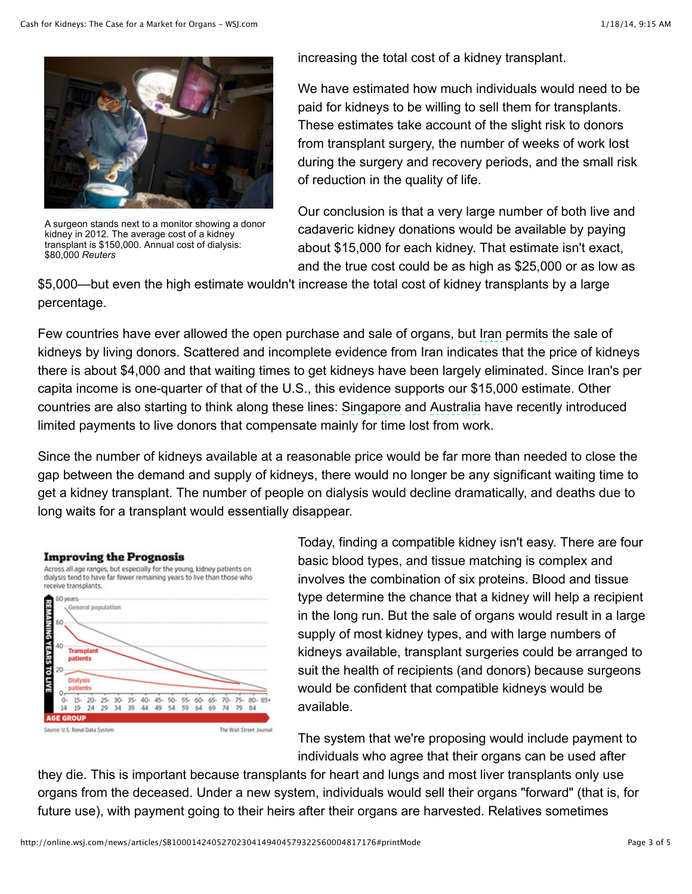A surgeon stands next to a monitor showing a donor kidney in 2012. The average cost of a kidney transplant is $150,000. Annual cost of dialysis: $80,000 *Reuters*

increasing the total cost of a kidney transplant.

We have estimated how much individuals would need to be paid for kidneys to be willing to sell them for transplants. These estimates take account of the slight risk to donors from transplant surgery, the number of weeks of work lost during the surgery and recovery periods, and the small risk of reduction in the quality of life.

Our conclusion is that a very large number of both live and cadaveric kidney donations would be available by paying about $15,000 for each kidney. That estimate isn't exact, and the true cost could be as high as $25,000 or as low as $5,000—but even the high estimate wouldn't increase the total cost of kidney transplants by a large percentage.

Few countries have ever allowed the open purchase and sale of organs, but Iran permits the sale of kidneys by living donors. Scattered and incomplete evidence from Iran indicates that the price of kidneys there is about $4,000 and that waiting times to get kidneys have been largely eliminated. Since Iran's per capita income is one-quarter of that of the U.S., this evidence supports our $15,000 estimate. Other countries are also starting to think along these lines: Singapore and Australia have recently introduced limited payments to live donors that compensate mainly for time lost from work.

Since the number of kidneys available at a reasonable price would be far more than needed to close the gap between the demand and supply of kidneys, there would no longer be any significant waiting time to get a kidney transplant. The number of people on dialysis would decline dramatically, and deaths due to long waits for a transplant would essentially disappear.

**Improving the Prognosis**

Across all age ranges, but especially for the young, kidney patients on dialysis tend to have far fewer remaining years to live than those who receive transplants.

Source: U.S. Renal Data System — The Wall Street Journal

Today, finding a compatible kidney isn't easy. There are four basic blood types, and tissue matching is complex and involves the combination of six proteins. Blood and tissue type determine the chance that a kidney will help a recipient in the long run. But the sale of organs would result in a large supply of most kidney types, and with large numbers of kidneys available, transplant surgeries could be arranged to suit the health of recipients (and donors) because surgeons would be confident that compatible kidneys would be available.

The system that we're proposing would include payment to individuals who agree that their organs can be used after they die. This is important because transplants for heart and lungs and most liver transplants only use organs from the deceased. Under a new system, individuals would sell their organs "forward" (that is, for future use), with payment going to their heirs after their organs are harvested. Relatives sometimes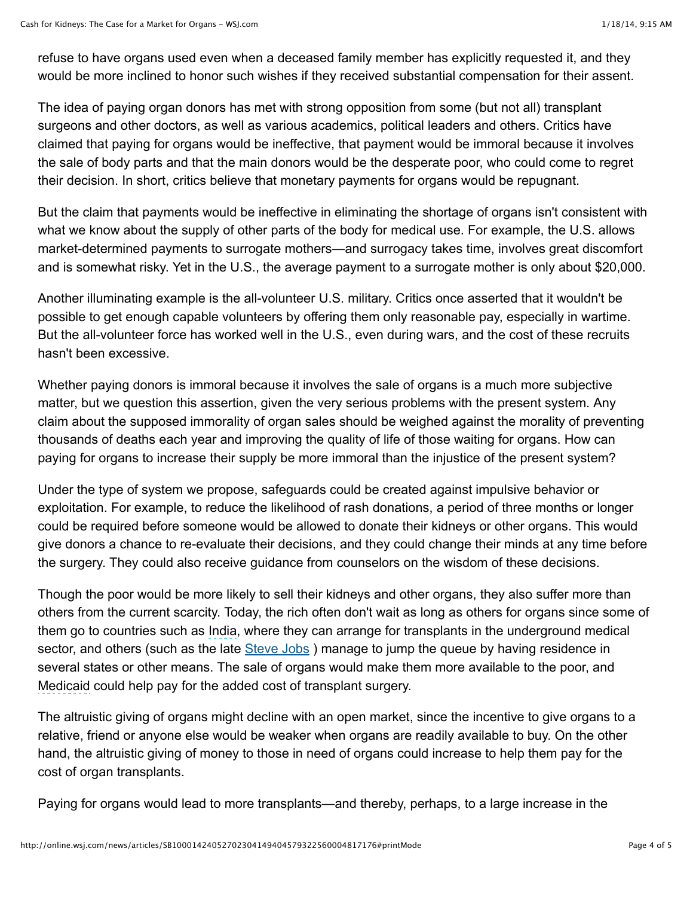refuse to have organs used even when a deceased family member has explicitly requested it, and they would be more inclined to honor such wishes if they received substantial compensation for their assent.

The idea of paying organ donors has met with strong opposition from some (but not all) transplant surgeons and other doctors, as well as various academics, political leaders and others. Critics have claimed that paying for organs would be ineffective, that payment would be immoral because it involves the sale of body parts and that the main donors would be the desperate poor, who could come to regret their decision. In short, critics believe that monetary payments for organs would be repugnant.

But the claim that payments would be ineffective in eliminating the shortage of organs isn't consistent with what we know about the supply of other parts of the body for medical use. For example, the U.S. allows market-determined payments to surrogate mothers—and surrogacy takes time, involves great discomfort and is somewhat risky. Yet in the U.S., the average payment to a surrogate mother is only about $20,000.

Another illuminating example is the all-volunteer U.S. military. Critics once asserted that it wouldn't be possible to get enough capable volunteers by offering them only reasonable pay, especially in wartime. But the all-volunteer force has worked well in the U.S., even during wars, and the cost of these recruits hasn't been excessive.

Whether paying donors is immoral because it involves the sale of organs is a much more subjective matter, but we question this assertion, given the very serious problems with the present system. Any claim about the supposed immorality of organ sales should be weighed against the morality of preventing thousands of deaths each year and improving the quality of life of those waiting for organs. How can paying for organs to increase their supply be more immoral than the injustice of the present system?

Under the type of system we propose, safeguards could be created against impulsive behavior or exploitation. For example, to reduce the likelihood of rash donations, a period of three months or longer could be required before someone would be allowed to donate their kidneys or other organs. This would give donors a chance to re-evaluate their decisions, and they could change their minds at any time before the surgery. They could also receive guidance from counselors on the wisdom of these decisions.

Though the poor would be more likely to sell their kidneys and other organs, they also suffer more than others from the current scarcity. Today, the rich often don't wait as long as others for organs since some of them go to countries such as India, where they can arrange for transplants in the underground medical sector, and others (such as the late Steve Jobs ) manage to jump the queue by having residence in several states or other means. The sale of organs would make them more available to the poor, and Medicaid could help pay for the added cost of transplant surgery.

The altruistic giving of organs might decline with an open market, since the incentive to give organs to a relative, friend or anyone else would be weaker when organs are readily available to buy. On the other hand, the altruistic giving of money to those in need of organs could increase to help them pay for the cost of organ transplants.

Paying for organs would lead to more transplants—and thereby, perhaps, to a large increase in the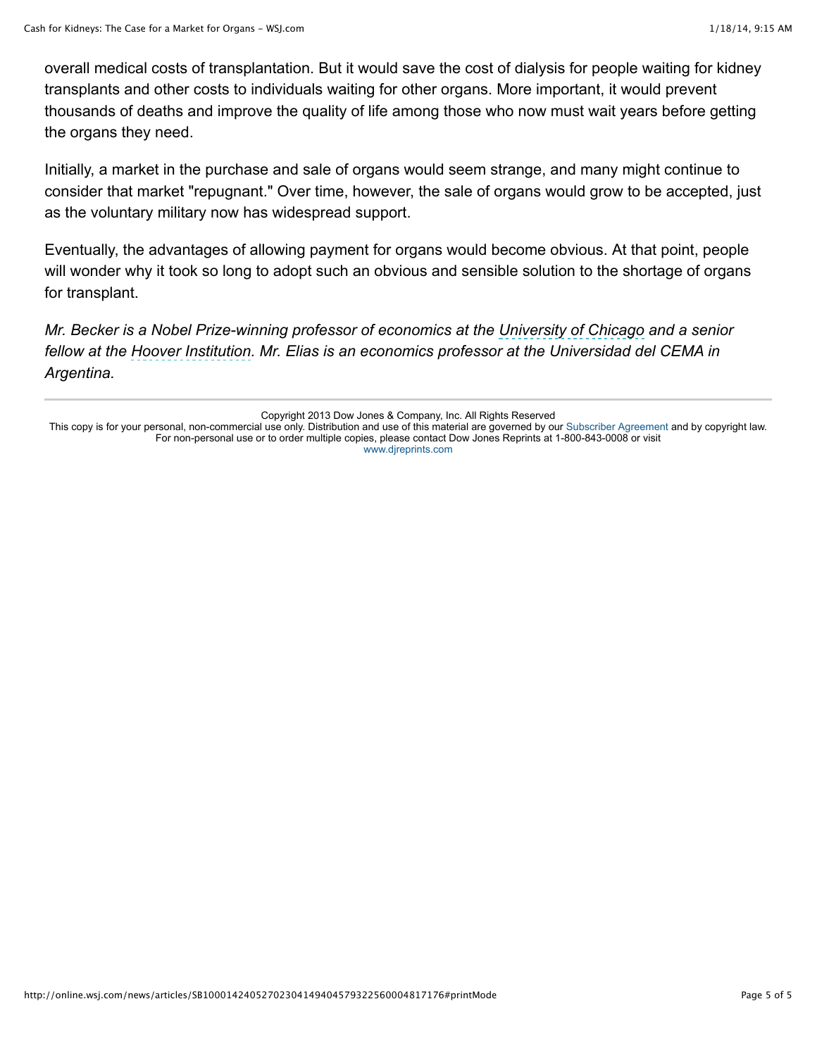overall medical costs of transplantation. But it would save the cost of dialysis for people waiting for kidney transplants and other costs to individuals waiting for other organs. More important, it would prevent thousands of deaths and improve the quality of life among those who now must wait years before getting the organs they need.

Initially, a market in the purchase and sale of organs would seem strange, and many might continue to consider that market "repugnant." Over time, however, the sale of organs would grow to be accepted, just as the voluntary military now has widespread support.

Eventually, the advantages of allowing payment for organs would become obvious. At that point, people will wonder why it took so long to adopt such an obvious and sensible solution to the shortage of organs for transplant.

*Mr. Becker is a Nobel Prize-winning professor of economics at the University of Chicago and a senior fellow at the Hoover Institution. Mr. Elias is an economics professor at the Universidad del CEMA in Argentina.*

---

Copyright 2013 Dow Jones & Company, Inc. All Rights Reserved
This copy is for your personal, non-commercial use only. Distribution and use of this material are governed by our Subscriber Agreement and by copyright law. For non-personal use or to order multiple copies, please contact Dow Jones Reprints at 1-800-843-0008 or visit www.djreprints.com